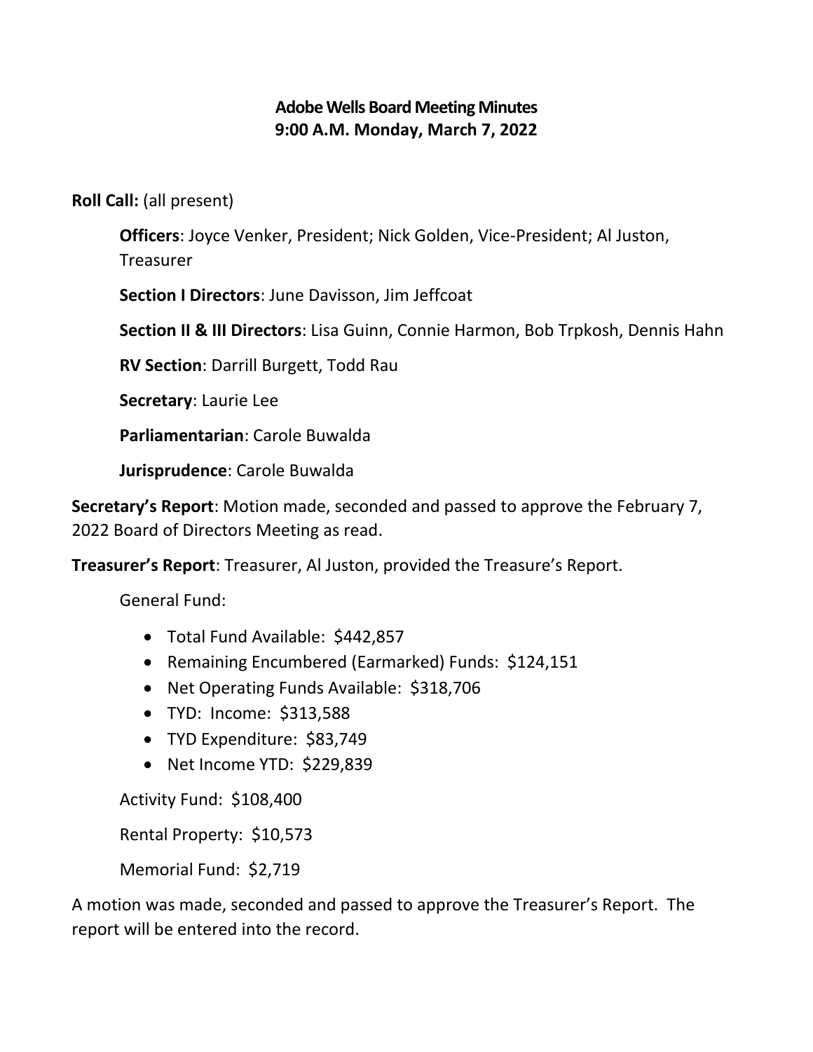# Adobe Wells Board Meeting Minutes
## 9:00 A.M. Monday, March 7, 2022

**Roll Call:** (all present)

**Officers**: Joyce Venker, President; Nick Golden, Vice-President; Al Juston, Treasurer

**Section I Directors**: June Davisson, Jim Jeffcoat

**Section II & III Directors**: Lisa Guinn, Connie Harmon, Bob Trpkosh, Dennis Hahn

**RV Section**: Darrill Burgett, Todd Rau

**Secretary**: Laurie Lee

**Parliamentarian**: Carole Buwalda

**Jurisprudence**: Carole Buwalda

**Secretary's Report**: Motion made, seconded and passed to approve the February 7, 2022 Board of Directors Meeting as read.

**Treasurer's Report**: Treasurer, Al Juston, provided the Treasure's Report.

General Fund:

- Total Fund Available: $442,857
- Remaining Encumbered (Earmarked) Funds: $124,151
- Net Operating Funds Available: $318,706
- TYD: Income: $313,588
- TYD Expenditure: $83,749
- Net Income YTD: $229,839

Activity Fund: $108,400

Rental Property: $10,573

Memorial Fund: $2,719

A motion was made, seconded and passed to approve the Treasurer's Report. The report will be entered into the record.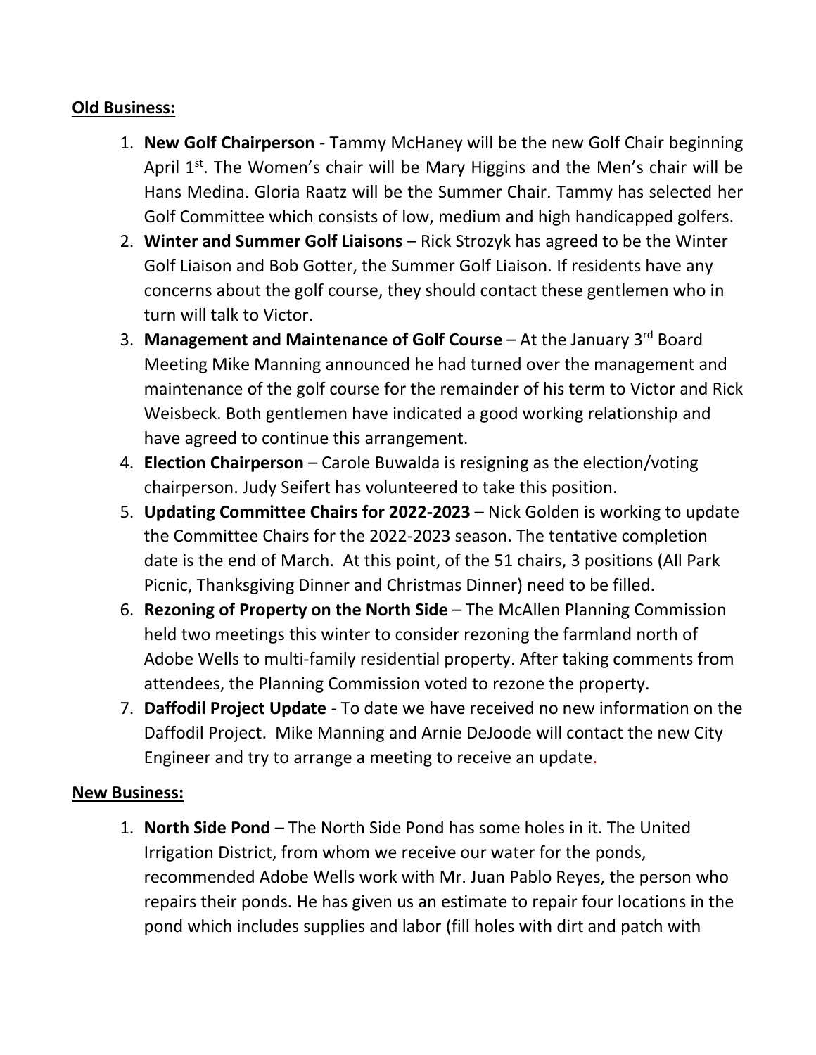**Old Business:**

1. **New Golf Chairperson** - Tammy McHaney will be the new Golf Chair beginning April 1st. The Women's chair will be Mary Higgins and the Men's chair will be Hans Medina. Gloria Raatz will be the Summer Chair. Tammy has selected her Golf Committee which consists of low, medium and high handicapped golfers.
2. **Winter and Summer Golf Liaisons** – Rick Strozyk has agreed to be the Winter Golf Liaison and Bob Gotter, the Summer Golf Liaison. If residents have any concerns about the golf course, they should contact these gentlemen who in turn will talk to Victor.
3. **Management and Maintenance of Golf Course** – At the January 3rd Board Meeting Mike Manning announced he had turned over the management and maintenance of the golf course for the remainder of his term to Victor and Rick Weisbeck. Both gentlemen have indicated a good working relationship and have agreed to continue this arrangement.
4. **Election Chairperson** – Carole Buwalda is resigning as the election/voting chairperson. Judy Seifert has volunteered to take this position.
5. **Updating Committee Chairs for 2022-2023** – Nick Golden is working to update the Committee Chairs for the 2022-2023 season. The tentative completion date is the end of March. At this point, of the 51 chairs, 3 positions (All Park Picnic, Thanksgiving Dinner and Christmas Dinner) need to be filled.
6. **Rezoning of Property on the North Side** – The McAllen Planning Commission held two meetings this winter to consider rezoning the farmland north of Adobe Wells to multi-family residential property. After taking comments from attendees, the Planning Commission voted to rezone the property.
7. **Daffodil Project Update** - To date we have received no new information on the Daffodil Project. Mike Manning and Arnie DeJoode will contact the new City Engineer and try to arrange a meeting to receive an update.

**New Business:**

1. **North Side Pond** – The North Side Pond has some holes in it. The United Irrigation District, from whom we receive our water for the ponds, recommended Adobe Wells work with Mr. Juan Pablo Reyes, the person who repairs their ponds. He has given us an estimate to repair four locations in the pond which includes supplies and labor (fill holes with dirt and patch with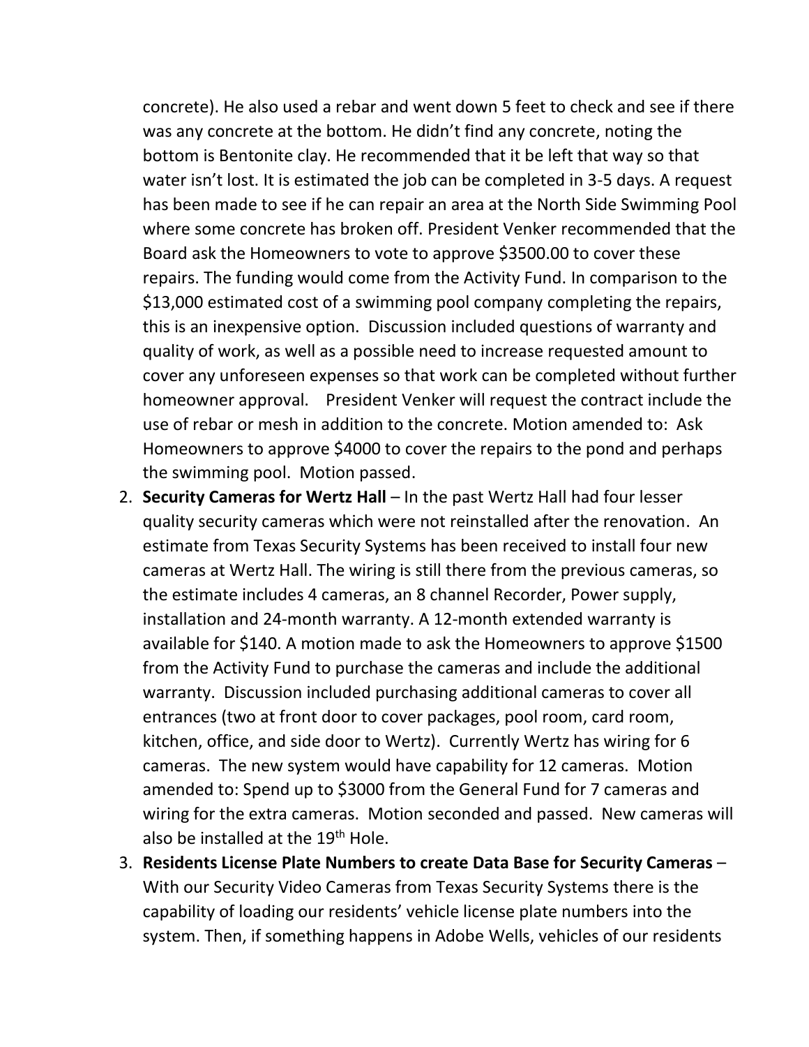concrete). He also used a rebar and went down 5 feet to check and see if there was any concrete at the bottom. He didn't find any concrete, noting the bottom is Bentonite clay. He recommended that it be left that way so that water isn't lost. It is estimated the job can be completed in 3-5 days. A request has been made to see if he can repair an area at the North Side Swimming Pool where some concrete has broken off. President Venker recommended that the Board ask the Homeowners to vote to approve $3500.00 to cover these repairs. The funding would come from the Activity Fund. In comparison to the $13,000 estimated cost of a swimming pool company completing the repairs, this is an inexpensive option. Discussion included questions of warranty and quality of work, as well as a possible need to increase requested amount to cover any unforeseen expenses so that work can be completed without further homeowner approval. President Venker will request the contract include the use of rebar or mesh in addition to the concrete. Motion amended to: Ask Homeowners to approve $4000 to cover the repairs to the pond and perhaps the swimming pool. Motion passed.

2. **Security Cameras for Wertz Hall** – In the past Wertz Hall had four lesser quality security cameras which were not reinstalled after the renovation. An estimate from Texas Security Systems has been received to install four new cameras at Wertz Hall. The wiring is still there from the previous cameras, so the estimate includes 4 cameras, an 8 channel Recorder, Power supply, installation and 24-month warranty. A 12-month extended warranty is available for $140. A motion made to ask the Homeowners to approve $1500 from the Activity Fund to purchase the cameras and include the additional warranty. Discussion included purchasing additional cameras to cover all entrances (two at front door to cover packages, pool room, card room, kitchen, office, and side door to Wertz). Currently Wertz has wiring for 6 cameras. The new system would have capability for 12 cameras. Motion amended to: Spend up to $3000 from the General Fund for 7 cameras and wiring for the extra cameras. Motion seconded and passed. New cameras will also be installed at the 19th Hole.
3. **Residents License Plate Numbers to create Data Base for Security Cameras** – With our Security Video Cameras from Texas Security Systems there is the capability of loading our residents' vehicle license plate numbers into the system. Then, if something happens in Adobe Wells, vehicles of our residents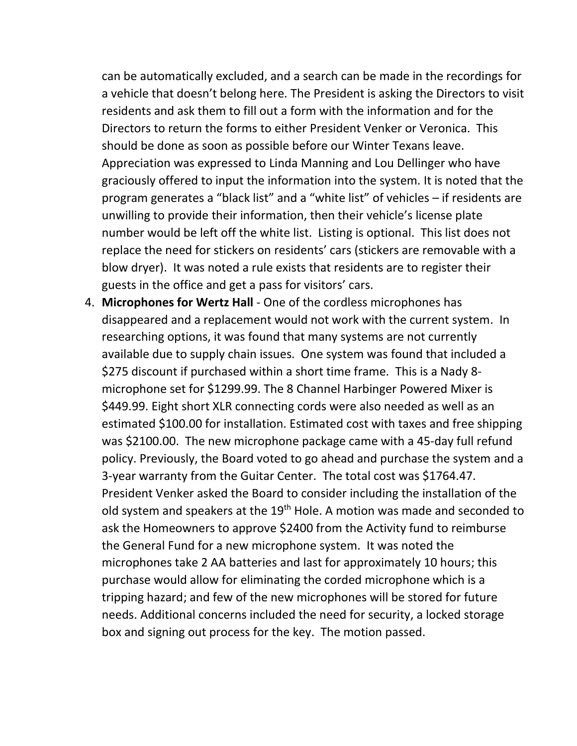can be automatically excluded, and a search can be made in the recordings for a vehicle that doesn't belong here. The President is asking the Directors to visit residents and ask them to fill out a form with the information and for the Directors to return the forms to either President Venker or Veronica. This should be done as soon as possible before our Winter Texans leave. Appreciation was expressed to Linda Manning and Lou Dellinger who have graciously offered to input the information into the system. It is noted that the program generates a "black list" and a "white list" of vehicles – if residents are unwilling to provide their information, then their vehicle's license plate number would be left off the white list. Listing is optional. This list does not replace the need for stickers on residents' cars (stickers are removable with a blow dryer). It was noted a rule exists that residents are to register their guests in the office and get a pass for visitors' cars.

4. **Microphones for Wertz Hall** - One of the cordless microphones has disappeared and a replacement would not work with the current system. In researching options, it was found that many systems are not currently available due to supply chain issues. One system was found that included a $275 discount if purchased within a short time frame. This is a Nady 8-microphone set for $1299.99. The 8 Channel Harbinger Powered Mixer is $449.99. Eight short XLR connecting cords were also needed as well as an estimated $100.00 for installation. Estimated cost with taxes and free shipping was $2100.00. The new microphone package came with a 45-day full refund policy. Previously, the Board voted to go ahead and purchase the system and a 3-year warranty from the Guitar Center. The total cost was $1764.47. President Venker asked the Board to consider including the installation of the old system and speakers at the 19th Hole. A motion was made and seconded to ask the Homeowners to approve $2400 from the Activity fund to reimburse the General Fund for a new microphone system. It was noted the microphones take 2 AA batteries and last for approximately 10 hours; this purchase would allow for eliminating the corded microphone which is a tripping hazard; and few of the new microphones will be stored for future needs. Additional concerns included the need for security, a locked storage box and signing out process for the key. The motion passed.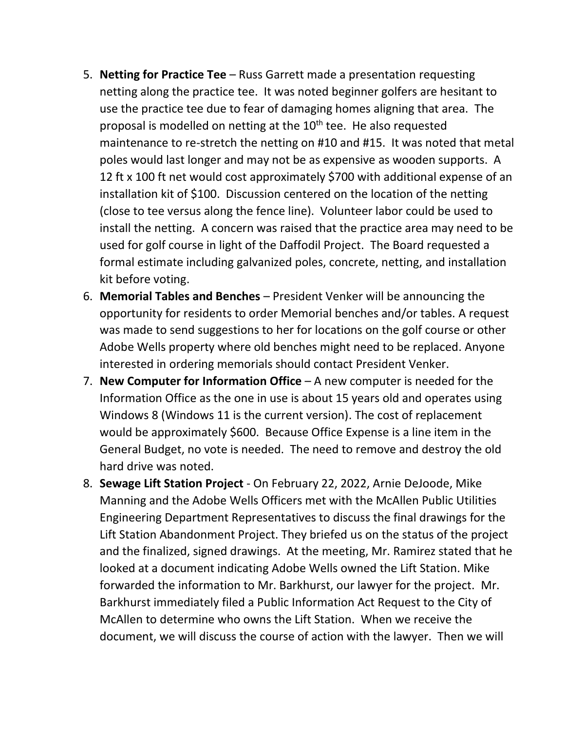5. **Netting for Practice Tee** – Russ Garrett made a presentation requesting netting along the practice tee. It was noted beginner golfers are hesitant to use the practice tee due to fear of damaging homes aligning that area. The proposal is modelled on netting at the 10th tee. He also requested maintenance to re-stretch the netting on #10 and #15. It was noted that metal poles would last longer and may not be as expensive as wooden supports. A 12 ft x 100 ft net would cost approximately $700 with additional expense of an installation kit of $100. Discussion centered on the location of the netting (close to tee versus along the fence line). Volunteer labor could be used to install the netting. A concern was raised that the practice area may need to be used for golf course in light of the Daffodil Project. The Board requested a formal estimate including galvanized poles, concrete, netting, and installation kit before voting.
6. **Memorial Tables and Benches** – President Venker will be announcing the opportunity for residents to order Memorial benches and/or tables. A request was made to send suggestions to her for locations on the golf course or other Adobe Wells property where old benches might need to be replaced. Anyone interested in ordering memorials should contact President Venker.
7. **New Computer for Information Office** – A new computer is needed for the Information Office as the one in use is about 15 years old and operates using Windows 8 (Windows 11 is the current version). The cost of replacement would be approximately $600. Because Office Expense is a line item in the General Budget, no vote is needed. The need to remove and destroy the old hard drive was noted.
8. **Sewage Lift Station Project** - On February 22, 2022, Arnie DeJoode, Mike Manning and the Adobe Wells Officers met with the McAllen Public Utilities Engineering Department Representatives to discuss the final drawings for the Lift Station Abandonment Project. They briefed us on the status of the project and the finalized, signed drawings. At the meeting, Mr. Ramirez stated that he looked at a document indicating Adobe Wells owned the Lift Station. Mike forwarded the information to Mr. Barkhurst, our lawyer for the project. Mr. Barkhurst immediately filed a Public Information Act Request to the City of McAllen to determine who owns the Lift Station. When we receive the document, we will discuss the course of action with the lawyer. Then we will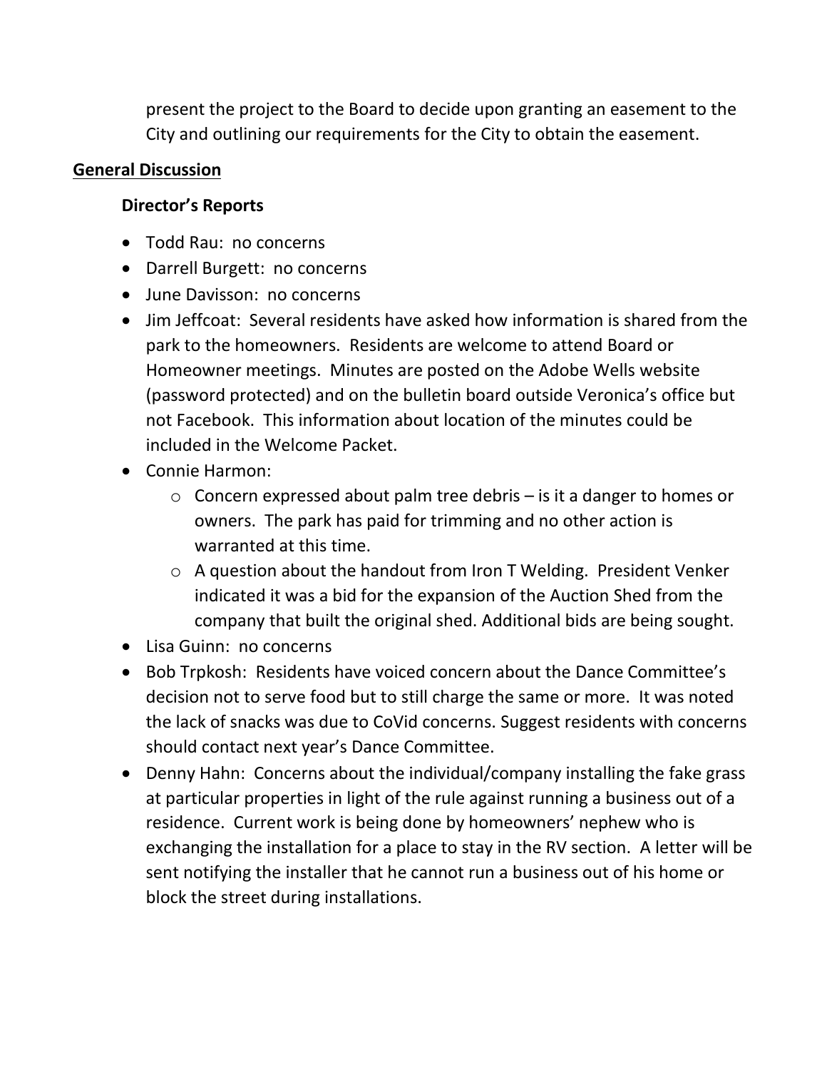present the project to the Board to decide upon granting an easement to the City and outlining our requirements for the City to obtain the easement.

**General Discussion**

**Director's Reports**

- Todd Rau: no concerns
- Darrell Burgett: no concerns
- June Davisson: no concerns
- Jim Jeffcoat: Several residents have asked how information is shared from the park to the homeowners. Residents are welcome to attend Board or Homeowner meetings. Minutes are posted on the Adobe Wells website (password protected) and on the bulletin board outside Veronica's office but not Facebook. This information about location of the minutes could be included in the Welcome Packet.
- Connie Harmon:
  - Concern expressed about palm tree debris – is it a danger to homes or owners. The park has paid for trimming and no other action is warranted at this time.
  - A question about the handout from Iron T Welding. President Venker indicated it was a bid for the expansion of the Auction Shed from the company that built the original shed. Additional bids are being sought.
- Lisa Guinn: no concerns
- Bob Trpkosh: Residents have voiced concern about the Dance Committee's decision not to serve food but to still charge the same or more. It was noted the lack of snacks was due to CoVid concerns. Suggest residents with concerns should contact next year's Dance Committee.
- Denny Hahn: Concerns about the individual/company installing the fake grass at particular properties in light of the rule against running a business out of a residence. Current work is being done by homeowners' nephew who is exchanging the installation for a place to stay in the RV section. A letter will be sent notifying the installer that he cannot run a business out of his home or block the street during installations.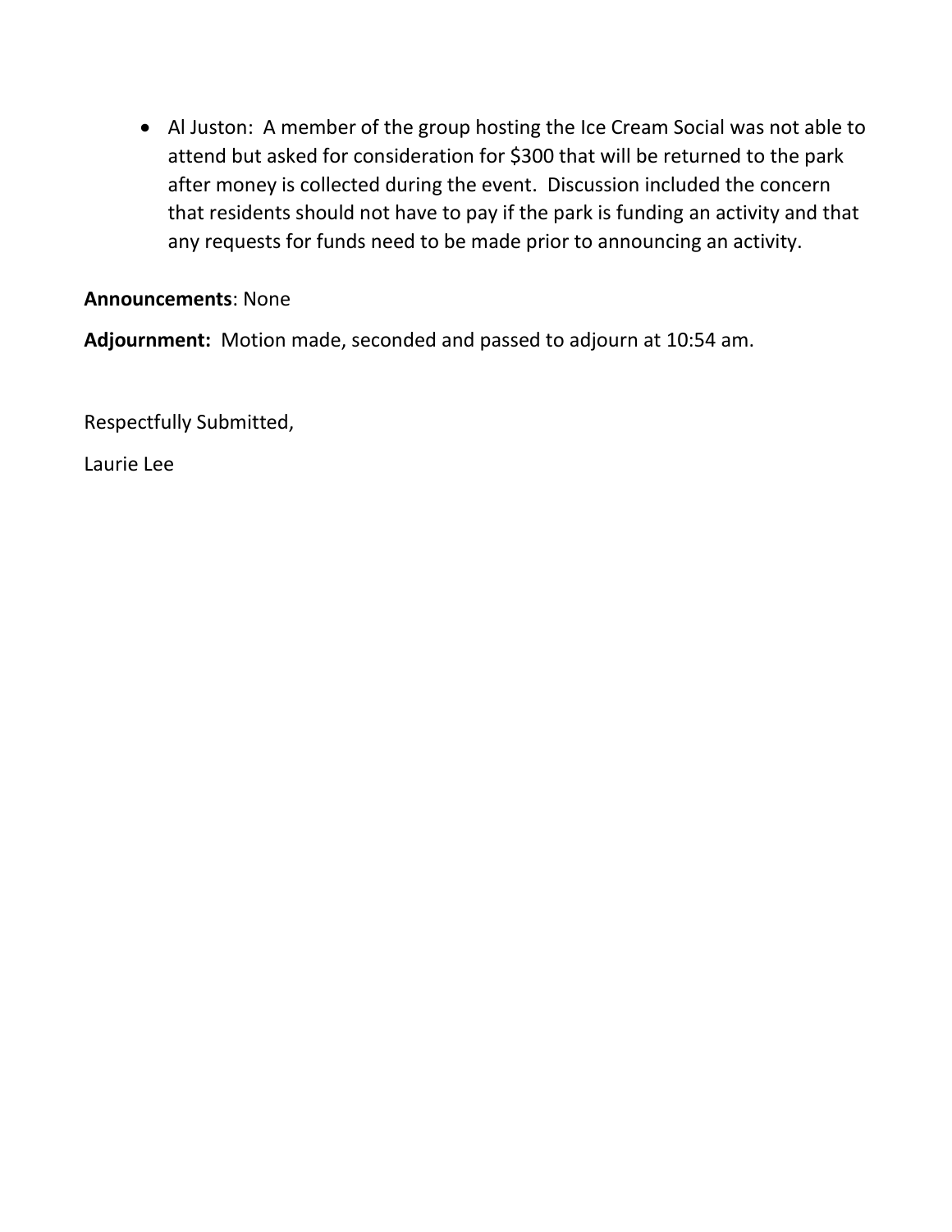- Al Juston: A member of the group hosting the Ice Cream Social was not able to attend but asked for consideration for $300 that will be returned to the park after money is collected during the event. Discussion included the concern that residents should not have to pay if the park is funding an activity and that any requests for funds need to be made prior to announcing an activity.

**Announcements**: None

**Adjournment:** Motion made, seconded and passed to adjourn at 10:54 am.

Respectfully Submitted,

Laurie Lee